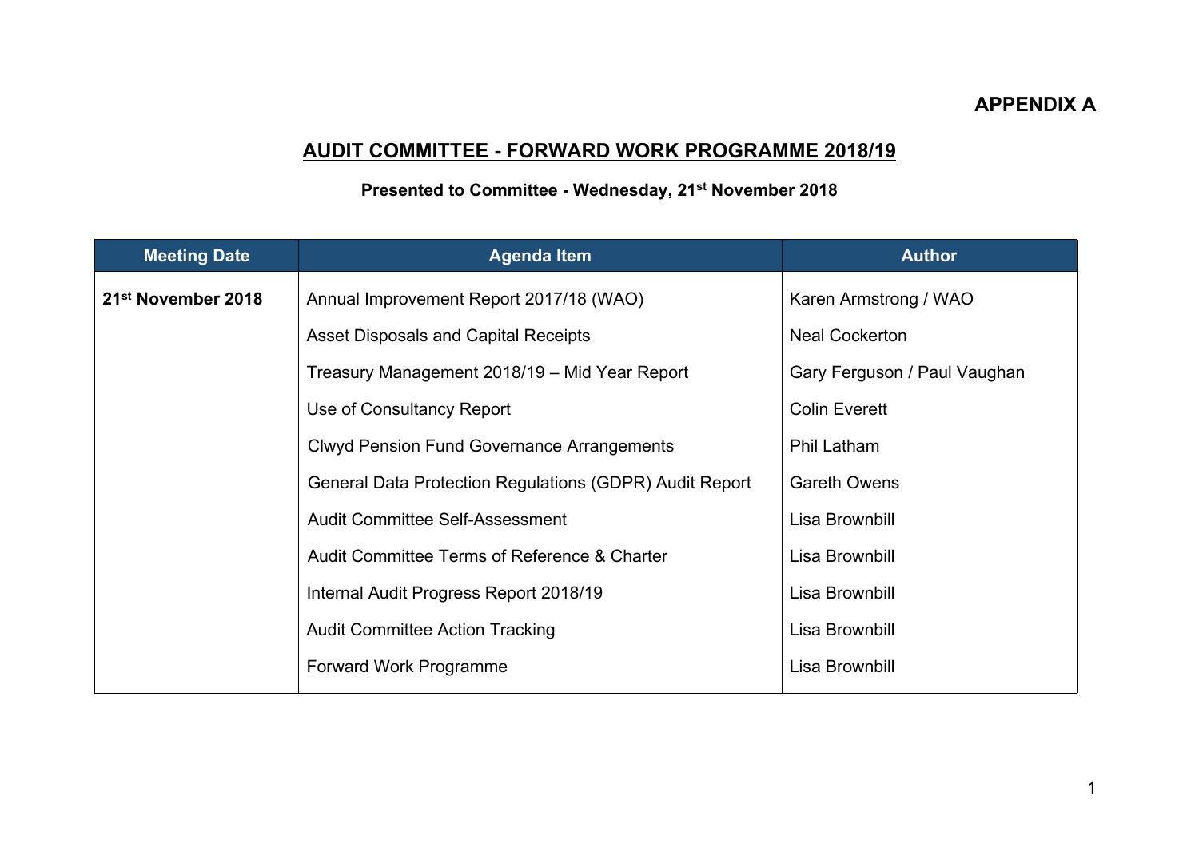**APPENDIX A**

# AUDIT COMMITTEE - FORWARD WORK PROGRAMME 2018/19

**Presented to Committee - Wednesday, 21st November 2018**

| Meeting Date | Agenda Item | Author |
|---|---|---|
| **21st November 2018** | Annual Improvement Report 2017/18 (WAO) | Karen Armstrong / WAO |
| | Asset Disposals and Capital Receipts | Neal Cockerton |
| | Treasury Management 2018/19 – Mid Year Report | Gary Ferguson / Paul Vaughan |
| | Use of Consultancy Report | Colin Everett |
| | Clwyd Pension Fund Governance Arrangements | Phil Latham |
| | General Data Protection Regulations (GDPR) Audit Report | Gareth Owens |
| | Audit Committee Self-Assessment | Lisa Brownbill |
| | Audit Committee Terms of Reference & Charter | Lisa Brownbill |
| | Internal Audit Progress Report 2018/19 | Lisa Brownbill |
| | Audit Committee Action Tracking | Lisa Brownbill |
| | Forward Work Programme | Lisa Brownbill |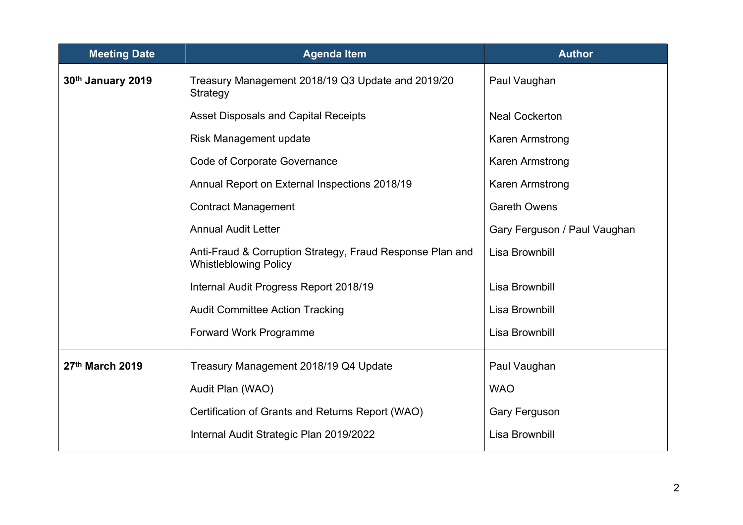| Meeting Date | Agenda Item | Author |
|---|---|---|
| **30th January 2019** | Treasury Management 2018/19 Q3 Update and 2019/20 Strategy | Paul Vaughan |
| | Asset Disposals and Capital Receipts | Neal Cockerton |
| | Risk Management update | Karen Armstrong |
| | Code of Corporate Governance | Karen Armstrong |
| | Annual Report on External Inspections 2018/19 | Karen Armstrong |
| | Contract Management | Gareth Owens |
| | Annual Audit Letter | Gary Ferguson / Paul Vaughan |
| | Anti-Fraud & Corruption Strategy, Fraud Response Plan and Whistleblowing Policy | Lisa Brownbill |
| | Internal Audit Progress Report 2018/19 | Lisa Brownbill |
| | Audit Committee Action Tracking | Lisa Brownbill |
| | Forward Work Programme | Lisa Brownbill |
| **27th March 2019** | Treasury Management 2018/19 Q4 Update | Paul Vaughan |
| | Audit Plan (WAO) | WAO |
| | Certification of Grants and Returns Report (WAO) | Gary Ferguson |
| | Internal Audit Strategic Plan 2019/2022 | Lisa Brownbill |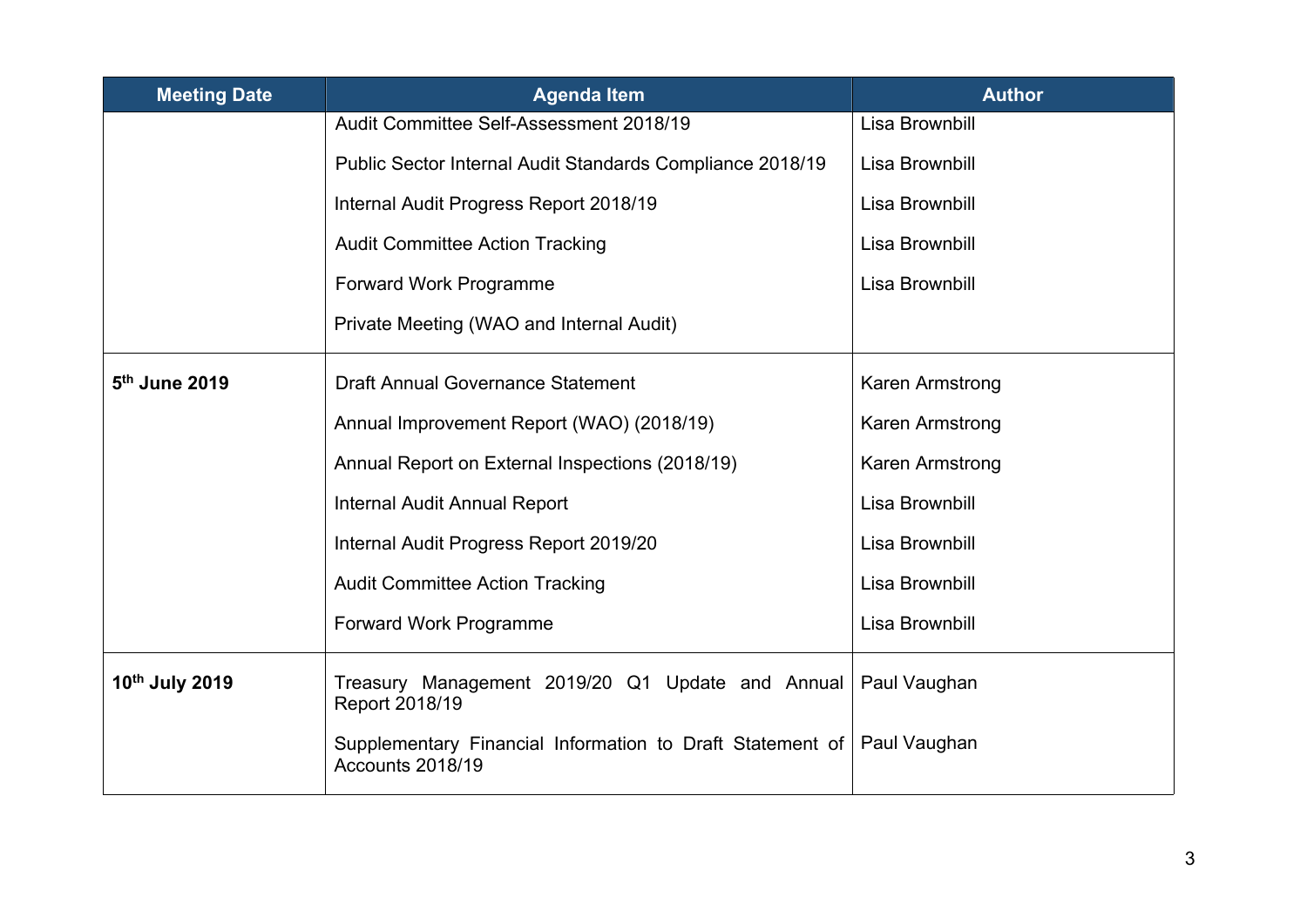| Meeting Date | Agenda Item | Author |
|---|---|---|
| | Audit Committee Self-Assessment 2018/19 | Lisa Brownbill |
| | Public Sector Internal Audit Standards Compliance 2018/19 | Lisa Brownbill |
| | Internal Audit Progress Report 2018/19 | Lisa Brownbill |
| | Audit Committee Action Tracking | Lisa Brownbill |
| | Forward Work Programme | Lisa Brownbill |
| | Private Meeting (WAO and Internal Audit) | |
| **5th June 2019** | Draft Annual Governance Statement | Karen Armstrong |
| | Annual Improvement Report (WAO) (2018/19) | Karen Armstrong |
| | Annual Report on External Inspections (2018/19) | Karen Armstrong |
| | Internal Audit Annual Report | Lisa Brownbill |
| | Internal Audit Progress Report 2019/20 | Lisa Brownbill |
| | Audit Committee Action Tracking | Lisa Brownbill |
| | Forward Work Programme | Lisa Brownbill |
| **10th July 2019** | Treasury Management 2019/20 Q1 Update and Annual Report 2018/19 | Paul Vaughan |
| | Supplementary Financial Information to Draft Statement of Accounts 2018/19 | Paul Vaughan |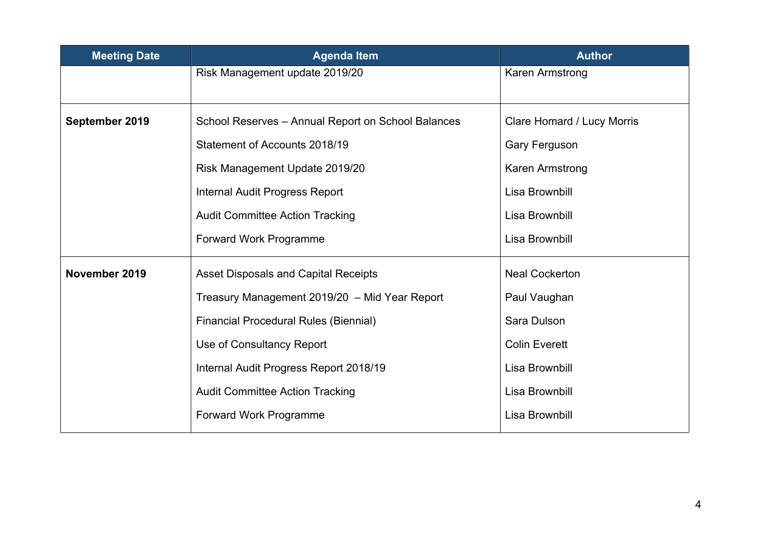| Meeting Date | Agenda Item | Author |
|---|---|---|
| | Risk Management update 2019/20 | Karen Armstrong |
| **September 2019** | School Reserves – Annual Report on School Balances | Clare Homard / Lucy Morris |
| | Statement of Accounts 2018/19 | Gary Ferguson |
| | Risk Management Update 2019/20 | Karen Armstrong |
| | Internal Audit Progress Report | Lisa Brownbill |
| | Audit Committee Action Tracking | Lisa Brownbill |
| | Forward Work Programme | Lisa Brownbill |
| **November 2019** | Asset Disposals and Capital Receipts | Neal Cockerton |
| | Treasury Management 2019/20 – Mid Year Report | Paul Vaughan |
| | Financial Procedural Rules (Biennial) | Sara Dulson |
| | Use of Consultancy Report | Colin Everett |
| | Internal Audit Progress Report 2018/19 | Lisa Brownbill |
| | Audit Committee Action Tracking | Lisa Brownbill |
| | Forward Work Programme | Lisa Brownbill |